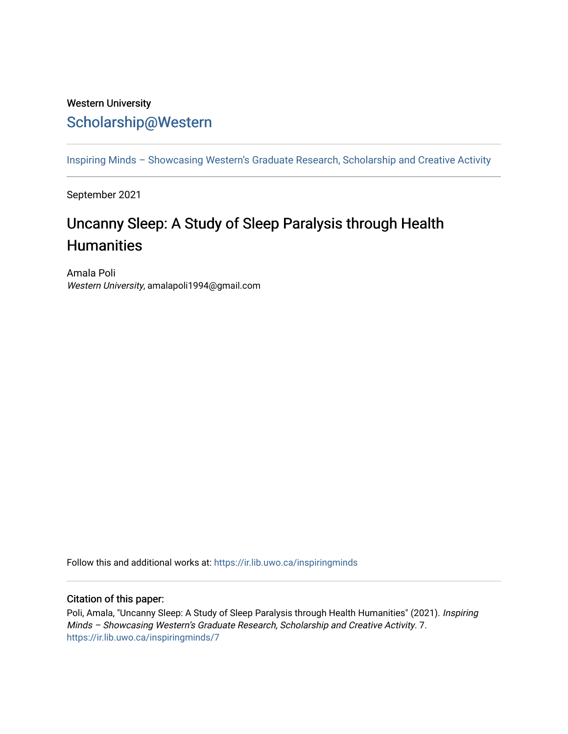Western University

# Scholarship@Western

Inspiring Minds – Showcasing Western's Graduate Research, Scholarship and Creative Activity

September 2021

## Uncanny Sleep: A Study of Sleep Paralysis through Health Humanities

Amala Poli
*Western University*, amalapoli1994@gmail.com

Follow this and additional works at: https://ir.lib.uwo.ca/inspiringminds

### Citation of this paper:

Poli, Amala, "Uncanny Sleep: A Study of Sleep Paralysis through Health Humanities" (2021). *Inspiring Minds – Showcasing Western's Graduate Research, Scholarship and Creative Activity*. 7.
https://ir.lib.uwo.ca/inspiringminds/7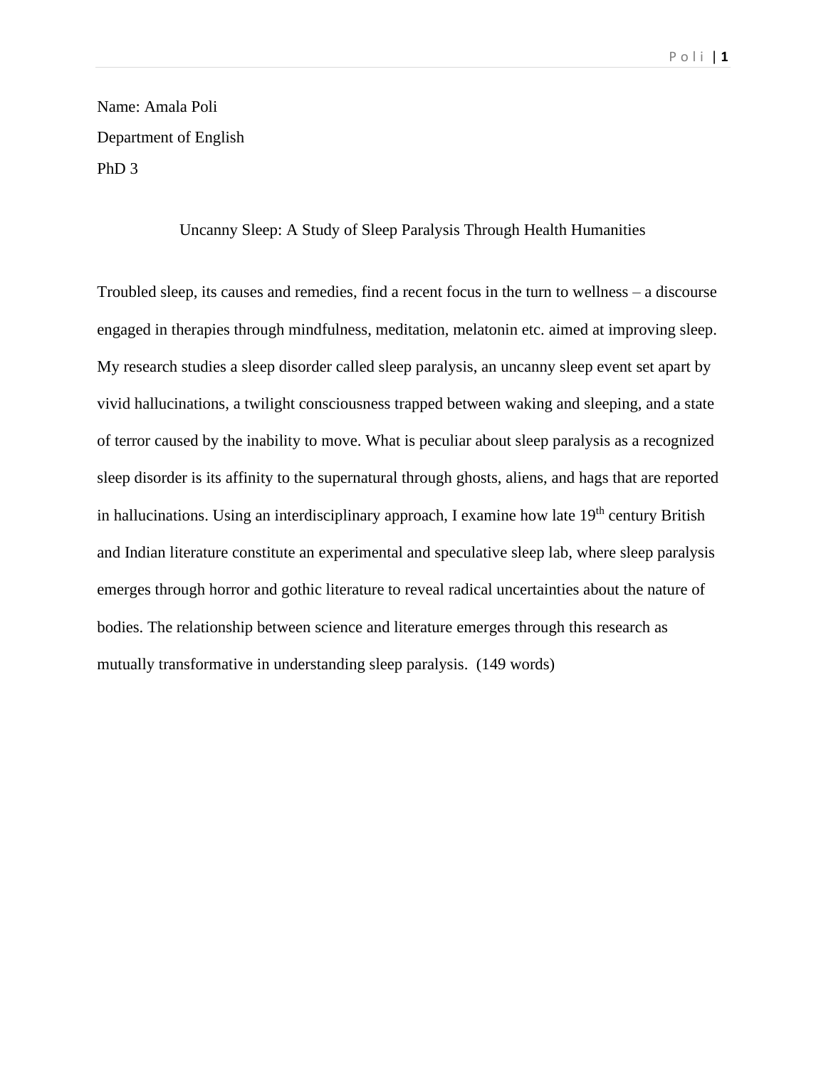Name: Amala Poli

Department of English

PhD 3

# Uncanny Sleep: A Study of Sleep Paralysis Through Health Humanities

Troubled sleep, its causes and remedies, find a recent focus in the turn to wellness – a discourse engaged in therapies through mindfulness, meditation, melatonin etc. aimed at improving sleep. My research studies a sleep disorder called sleep paralysis, an uncanny sleep event set apart by vivid hallucinations, a twilight consciousness trapped between waking and sleeping, and a state of terror caused by the inability to move. What is peculiar about sleep paralysis as a recognized sleep disorder is its affinity to the supernatural through ghosts, aliens, and hags that are reported in hallucinations. Using an interdisciplinary approach, I examine how late 19$^{th}$ century British and Indian literature constitute an experimental and speculative sleep lab, where sleep paralysis emerges through horror and gothic literature to reveal radical uncertainties about the nature of bodies. The relationship between science and literature emerges through this research as mutually transformative in understanding sleep paralysis. (149 words)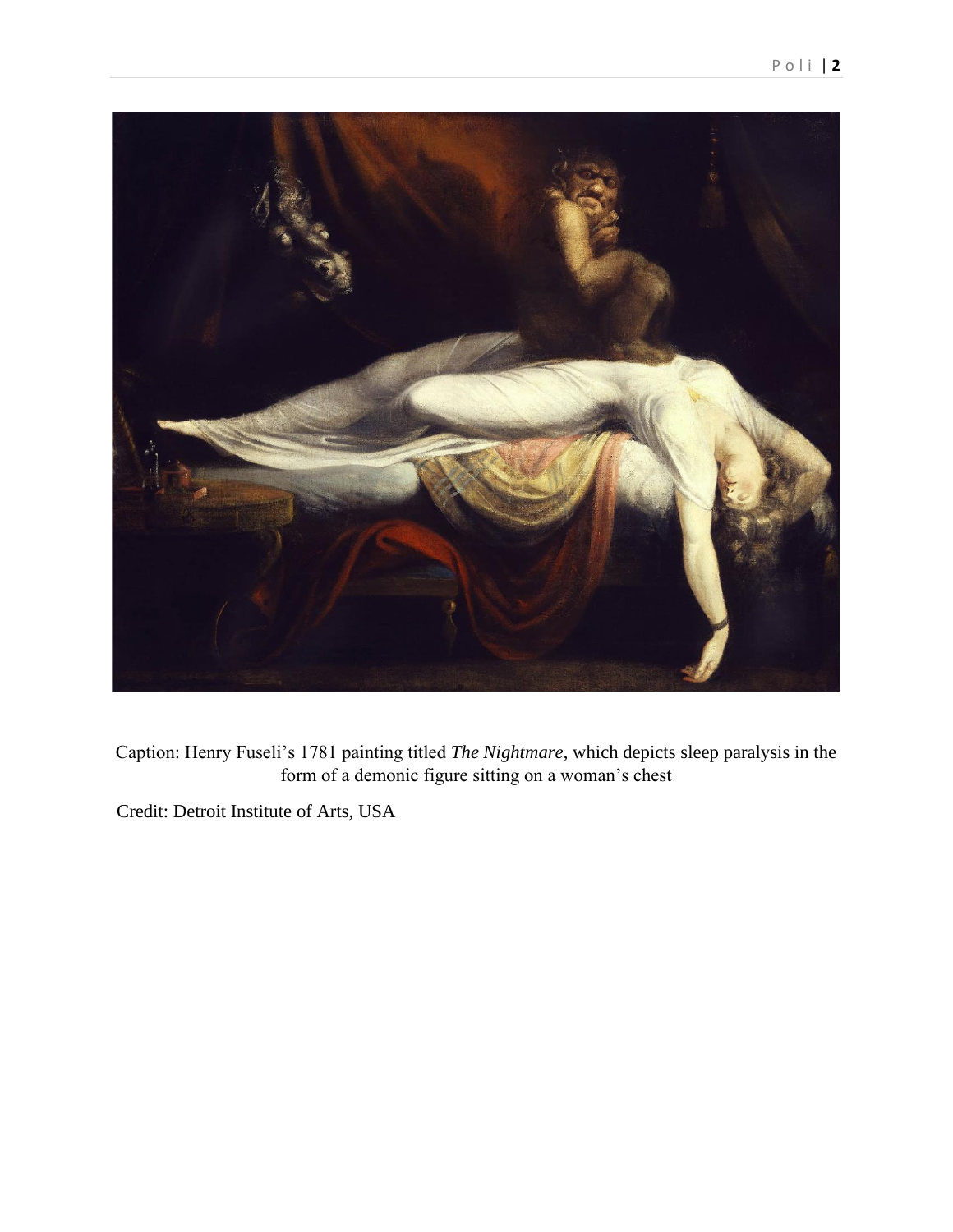Caption: Henry Fuseli's 1781 painting titled *The Nightmare*, which depicts sleep paralysis in the form of a demonic figure sitting on a woman's chest

Credit: Detroit Institute of Arts, USA